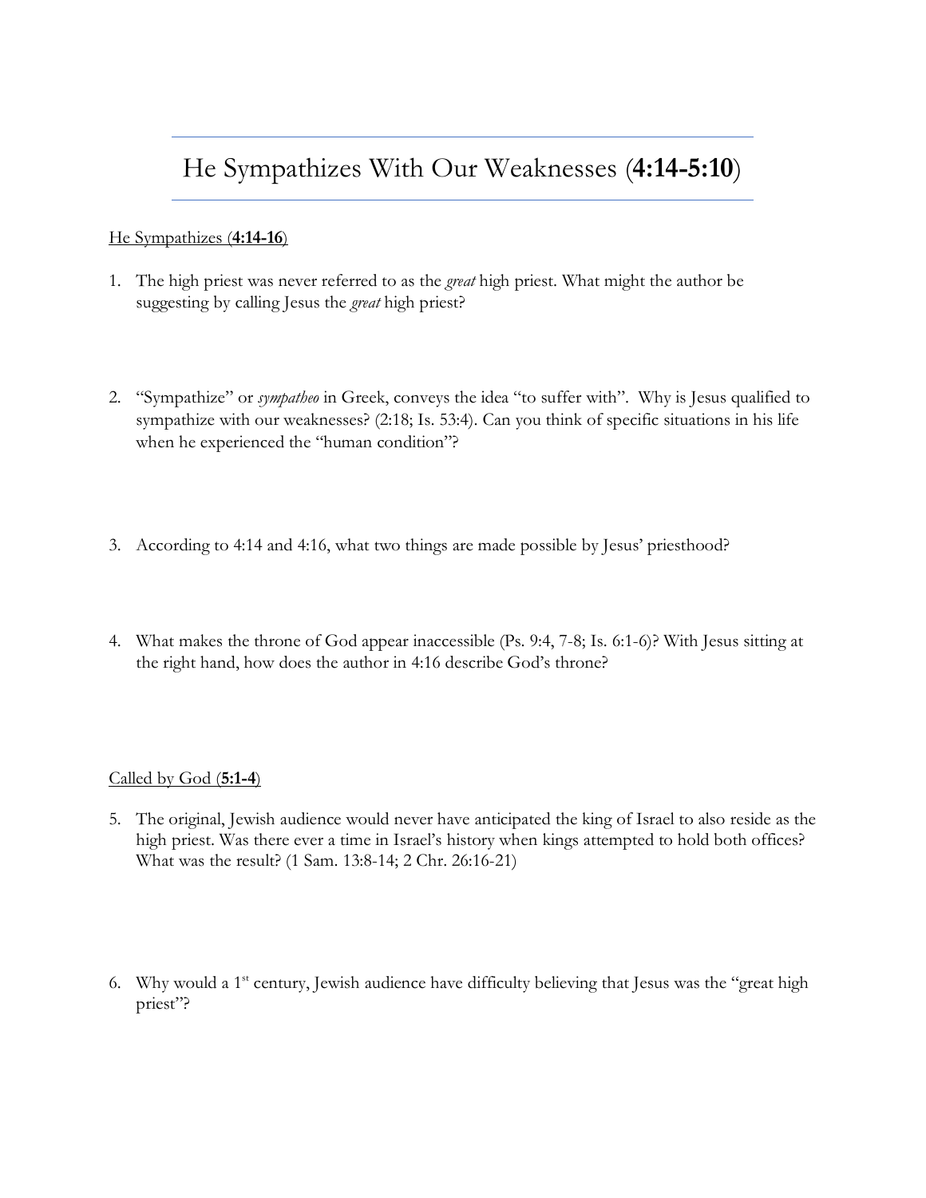# He Sympathizes With Our Weaknesses (**4:14-5:10**)

He Sympathizes (**4:14-16**)

1. The high priest was never referred to as the *great* high priest. What might the author be suggesting by calling Jesus the *great* high priest?

2. "Sympathize" or *sympatheo* in Greek, conveys the idea "to suffer with". Why is Jesus qualified to sympathize with our weaknesses? (2:18; Is. 53:4). Can you think of specific situations in his life when he experienced the "human condition"?

3. According to 4:14 and 4:16, what two things are made possible by Jesus' priesthood?

4. What makes the throne of God appear inaccessible (Ps. 9:4, 7-8; Is. 6:1-6)? With Jesus sitting at the right hand, how does the author in 4:16 describe God's throne?

Called by God (**5:1-4**)

5. The original, Jewish audience would never have anticipated the king of Israel to also reside as the high priest. Was there ever a time in Israel's history when kings attempted to hold both offices? What was the result? (1 Sam. 13:8-14; 2 Chr. 26:16-21)

6. Why would a 1st century, Jewish audience have difficulty believing that Jesus was the "great high priest"?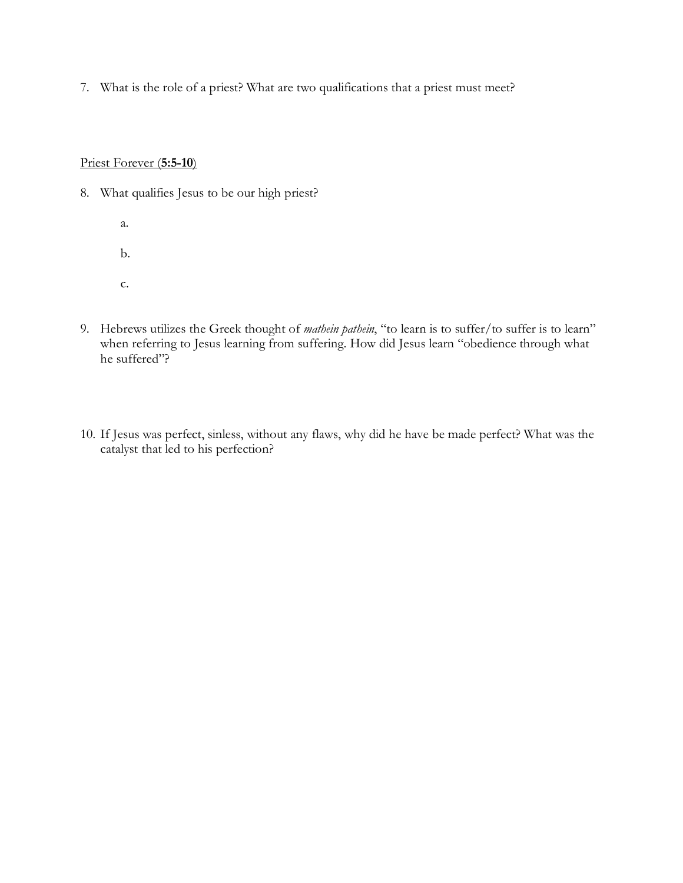7. What is the role of a priest? What are two qualifications that a priest must meet?

Priest Forever (**5:5-10**)

8. What qualifies Jesus to be our high priest?

    a.

    b.

    c.

9. Hebrews utilizes the Greek thought of *mathein pathein*, "to learn is to suffer/to suffer is to learn" when referring to Jesus learning from suffering. How did Jesus learn "obedience through what he suffered"?

10. If Jesus was perfect, sinless, without any flaws, why did he have be made perfect? What was the catalyst that led to his perfection?